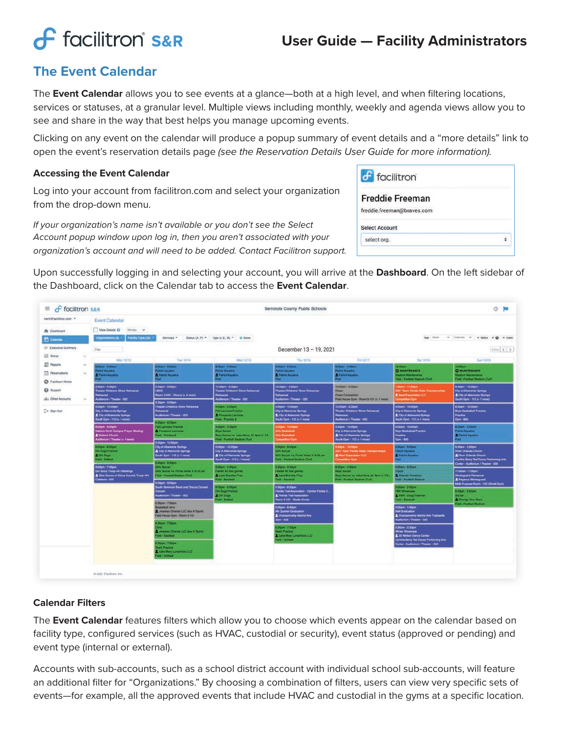# User Guide — Facility Administrators

## The Event Calendar

The **Event Calendar** allows you to see events at a glance—both at a high level, and when filtering locations, services or statuses, at a granular level. Multiple views including monthly, weekly and agenda views allow you to see and share in the way that best helps you manage upcoming events.

Clicking on any event on the calendar will produce a popup summary of event details and a "more details" link to open the event's reservation details page *(see the Reservation Details User Guide for more information).*

### Accessing the Event Calendar

Log into your account from facilitron.com and select your organization from the drop-down menu.

*If your organization's name isn't available or you don't see the Select Account popup window upon log in, then you aren't associated with your organization's account and will need to be added. Contact Facilitron support.*

Upon successfully logging in and selecting your account, you will arrive at the **Dashboard**. On the left sidebar of the Dashboard, click on the Calendar tab to access the **Event Calendar**.

### Calendar Filters

The **Event Calendar** features filters which allow you to choose which events appear on the calendar based on facility type, configured services (such as HVAC, custodial or security), event status (approved or pending) and event type (internal or external).

Accounts with sub-accounts, such as a school district account with individual school sub-accounts, will feature an additional filter for "Organizations." By choosing a combination of filters, users can view very specific sets of events—for example, all the approved events that include HVAC and custodial in the gyms at a specific location.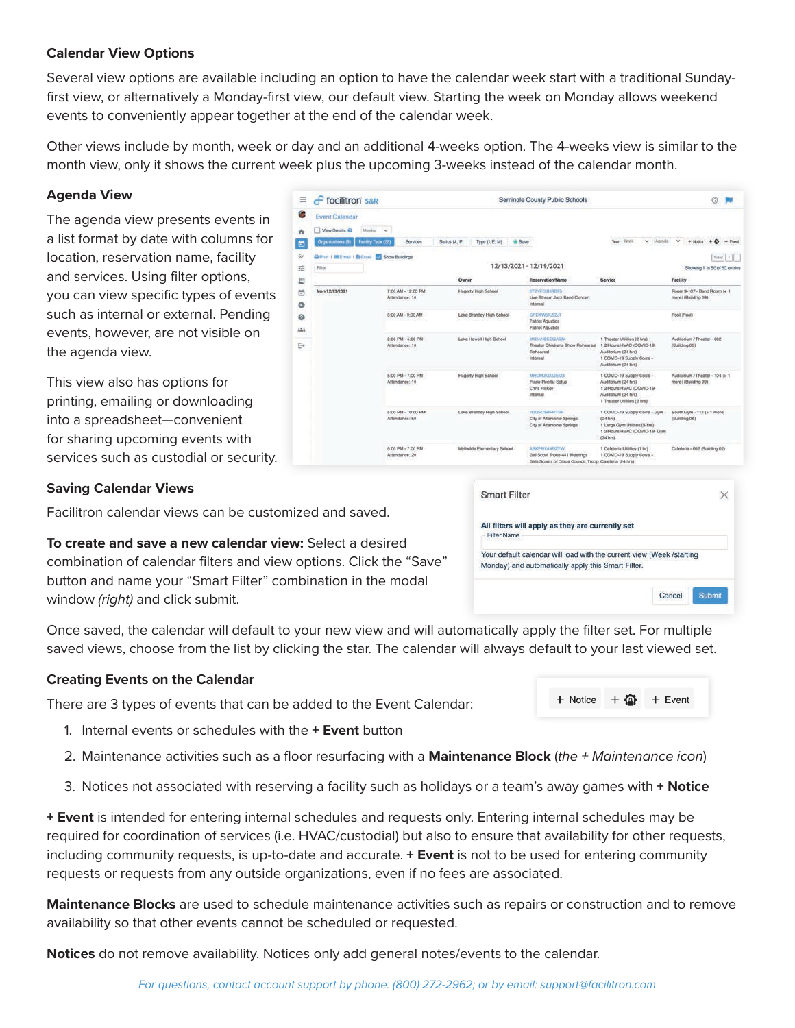### Calendar View Options

Several view options are available including an option to have the calendar week start with a traditional Sunday-first view, or alternatively a Monday-first view, our default view. Starting the week on Monday allows weekend events to conveniently appear together at the end of the calendar week.

Other views include by month, week or day and an additional 4-weeks option. The 4-weeks view is similar to the month view, only it shows the current week plus the upcoming 3-weeks instead of the calendar month.

### Agenda View

The agenda view presents events in a list format by date with columns for location, reservation name, facility and services. Using filter options, you can view specific types of events such as internal or external. Pending events, however, are not visible on the agenda view.

This view also has options for printing, emailing or downloading into a spreadsheet—convenient for sharing upcoming events with services such as custodial or security.

### Saving Calendar Views

Facilitron calendar views can be customized and saved.

**To create and save a new calendar view:** Select a desired combination of calendar filters and view options. Click the “Save” button and name your “Smart Filter” combination in the modal window *(right)* and click submit.

Once saved, the calendar will default to your new view and will automatically apply the filter set. For multiple saved views, choose from the list by clicking the star. The calendar will always default to your last viewed set.

### Creating Events on the Calendar

There are 3 types of events that can be added to the Event Calendar:

1. Internal events or schedules with the + **Event** button
2. Maintenance activities such as a floor resurfacing with a **Maintenance Block** (*the + Maintenance icon*)
3. Notices not associated with reserving a facility such as holidays or a team’s away games with + **Notice**

+ **Event** is intended for entering internal schedules and requests only. Entering internal schedules may be required for coordination of services (i.e. HVAC/custodial) but also to ensure that availability for other requests, including community requests, is up-to-date and accurate. + **Event** is not to be used for entering community requests or requests from any outside organizations, even if no fees are associated.

**Maintenance Blocks** are used to schedule maintenance activities such as repairs or construction and to remove availability so that other events cannot be scheduled or requested.

**Notices** do not remove availability. Notices only add general notes/events to the calendar.

*For questions, contact account support by phone: (800) 272-2962; or by email: support@facilitron.com*